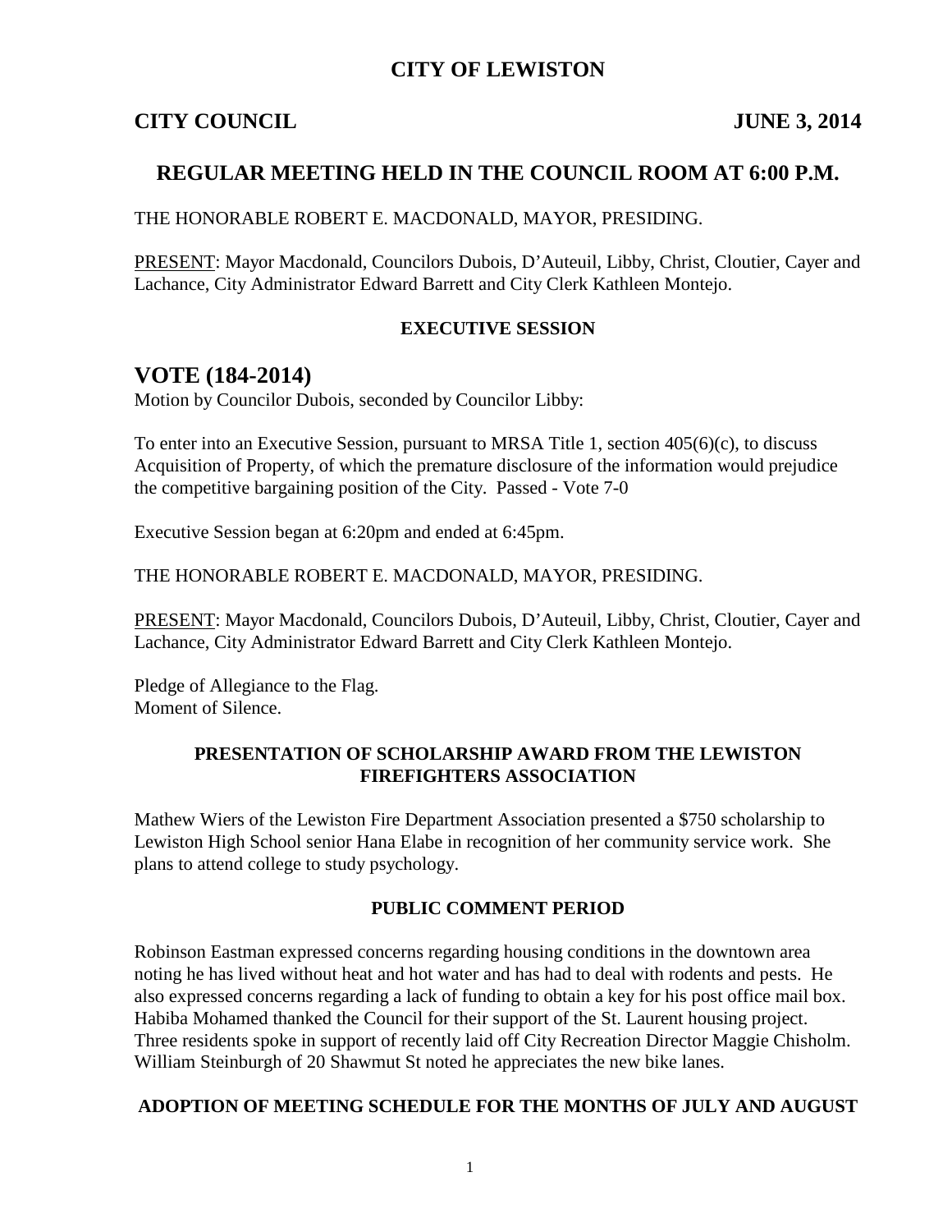# CITY OF LEWISTON

**CITY COUNCIL** **JUNE 3, 2014**

## REGULAR MEETING HELD IN THE COUNCIL ROOM AT 6:00 P.M.

THE HONORABLE ROBERT E. MACDONALD, MAYOR, PRESIDING.

PRESENT: Mayor Macdonald, Councilors Dubois, D'Auteuil, Libby, Christ, Cloutier, Cayer and Lachance, City Administrator Edward Barrett and City Clerk Kathleen Montejo.

### EXECUTIVE SESSION

## VOTE (184-2014)

Motion by Councilor Dubois, seconded by Councilor Libby:

To enter into an Executive Session, pursuant to MRSA Title 1, section 405(6)(c), to discuss Acquisition of Property, of which the premature disclosure of the information would prejudice the competitive bargaining position of the City. Passed - Vote 7-0

Executive Session began at 6:20pm and ended at 6:45pm.

THE HONORABLE ROBERT E. MACDONALD, MAYOR, PRESIDING.

PRESENT: Mayor Macdonald, Councilors Dubois, D'Auteuil, Libby, Christ, Cloutier, Cayer and Lachance, City Administrator Edward Barrett and City Clerk Kathleen Montejo.

Pledge of Allegiance to the Flag.
Moment of Silence.

### PRESENTATION OF SCHOLARSHIP AWARD FROM THE LEWISTON FIREFIGHTERS ASSOCIATION

Mathew Wiers of the Lewiston Fire Department Association presented a $750 scholarship to Lewiston High School senior Hana Elabe in recognition of her community service work. She plans to attend college to study psychology.

### PUBLIC COMMENT PERIOD

Robinson Eastman expressed concerns regarding housing conditions in the downtown area noting he has lived without heat and hot water and has had to deal with rodents and pests. He also expressed concerns regarding a lack of funding to obtain a key for his post office mail box. Habiba Mohamed thanked the Council for their support of the St. Laurent housing project. Three residents spoke in support of recently laid off City Recreation Director Maggie Chisholm. William Steinburgh of 20 Shawmut St noted he appreciates the new bike lanes.

### ADOPTION OF MEETING SCHEDULE FOR THE MONTHS OF JULY AND AUGUST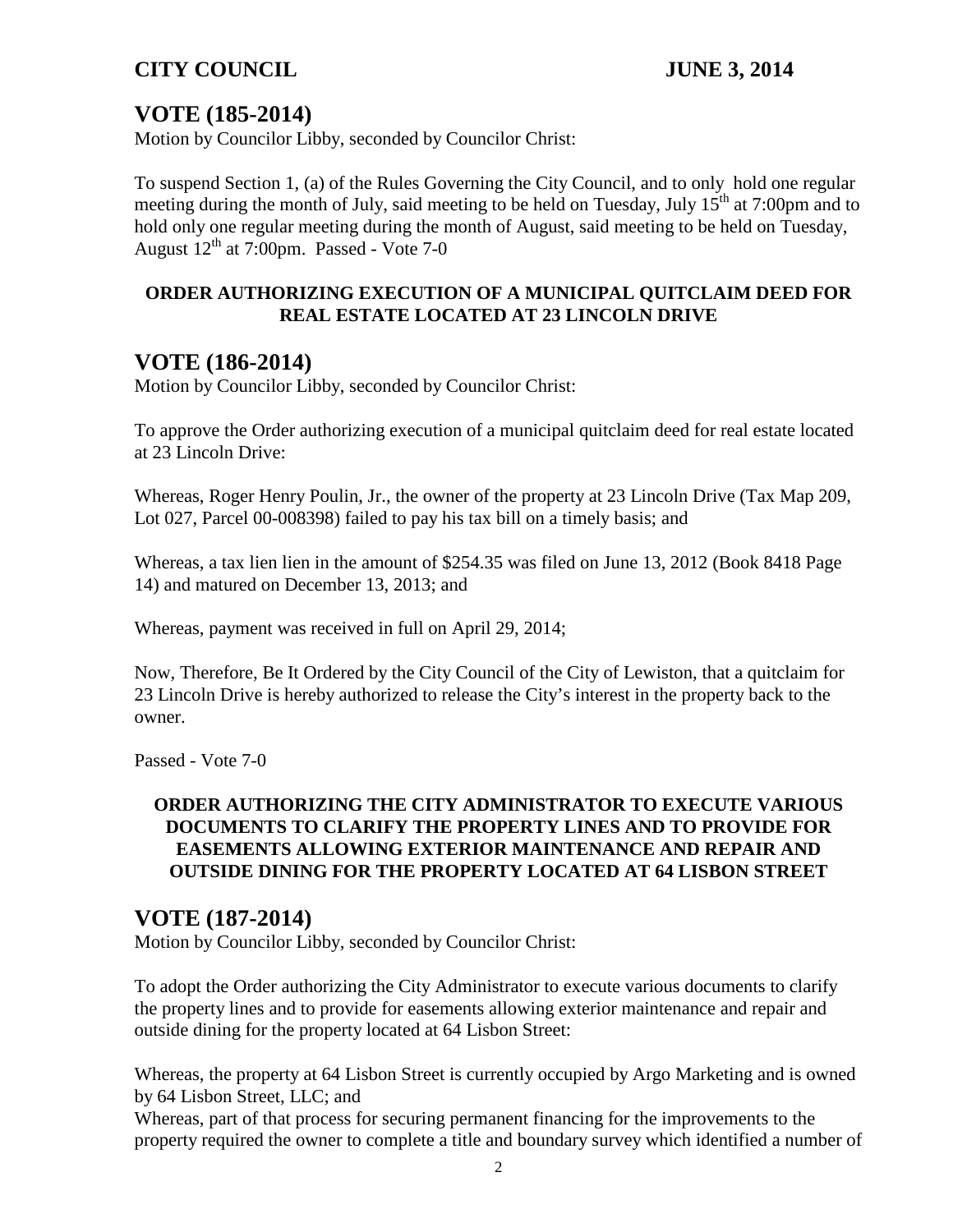## VOTE (185-2014)

Motion by Councilor Libby, seconded by Councilor Christ:

To suspend Section 1, (a) of the Rules Governing the City Council, and to only hold one regular meeting during the month of July, said meeting to be held on Tuesday, July 15th at 7:00pm and to hold only one regular meeting during the month of August, said meeting to be held on Tuesday, August 12th at 7:00pm. Passed - Vote 7-0

**ORDER AUTHORIZING EXECUTION OF A MUNICIPAL QUITCLAIM DEED FOR REAL ESTATE LOCATED AT 23 LINCOLN DRIVE**

## VOTE (186-2014)

Motion by Councilor Libby, seconded by Councilor Christ:

To approve the Order authorizing execution of a municipal quitclaim deed for real estate located at 23 Lincoln Drive:

Whereas, Roger Henry Poulin, Jr., the owner of the property at 23 Lincoln Drive (Tax Map 209, Lot 027, Parcel 00-008398) failed to pay his tax bill on a timely basis; and

Whereas, a tax lien lien in the amount of $254.35 was filed on June 13, 2012 (Book 8418 Page 14) and matured on December 13, 2013; and

Whereas, payment was received in full on April 29, 2014;

Now, Therefore, Be It Ordered by the City Council of the City of Lewiston, that a quitclaim for 23 Lincoln Drive is hereby authorized to release the City's interest in the property back to the owner.

Passed - Vote 7-0

**ORDER AUTHORIZING THE CITY ADMINISTRATOR TO EXECUTE VARIOUS DOCUMENTS TO CLARIFY THE PROPERTY LINES AND TO PROVIDE FOR EASEMENTS ALLOWING EXTERIOR MAINTENANCE AND REPAIR AND OUTSIDE DINING FOR THE PROPERTY LOCATED AT 64 LISBON STREET**

## VOTE (187-2014)

Motion by Councilor Libby, seconded by Councilor Christ:

To adopt the Order authorizing the City Administrator to execute various documents to clarify the property lines and to provide for easements allowing exterior maintenance and repair and outside dining for the property located at 64 Lisbon Street:

Whereas, the property at 64 Lisbon Street is currently occupied by Argo Marketing and is owned by 64 Lisbon Street, LLC; and

Whereas, part of that process for securing permanent financing for the improvements to the property required the owner to complete a title and boundary survey which identified a number of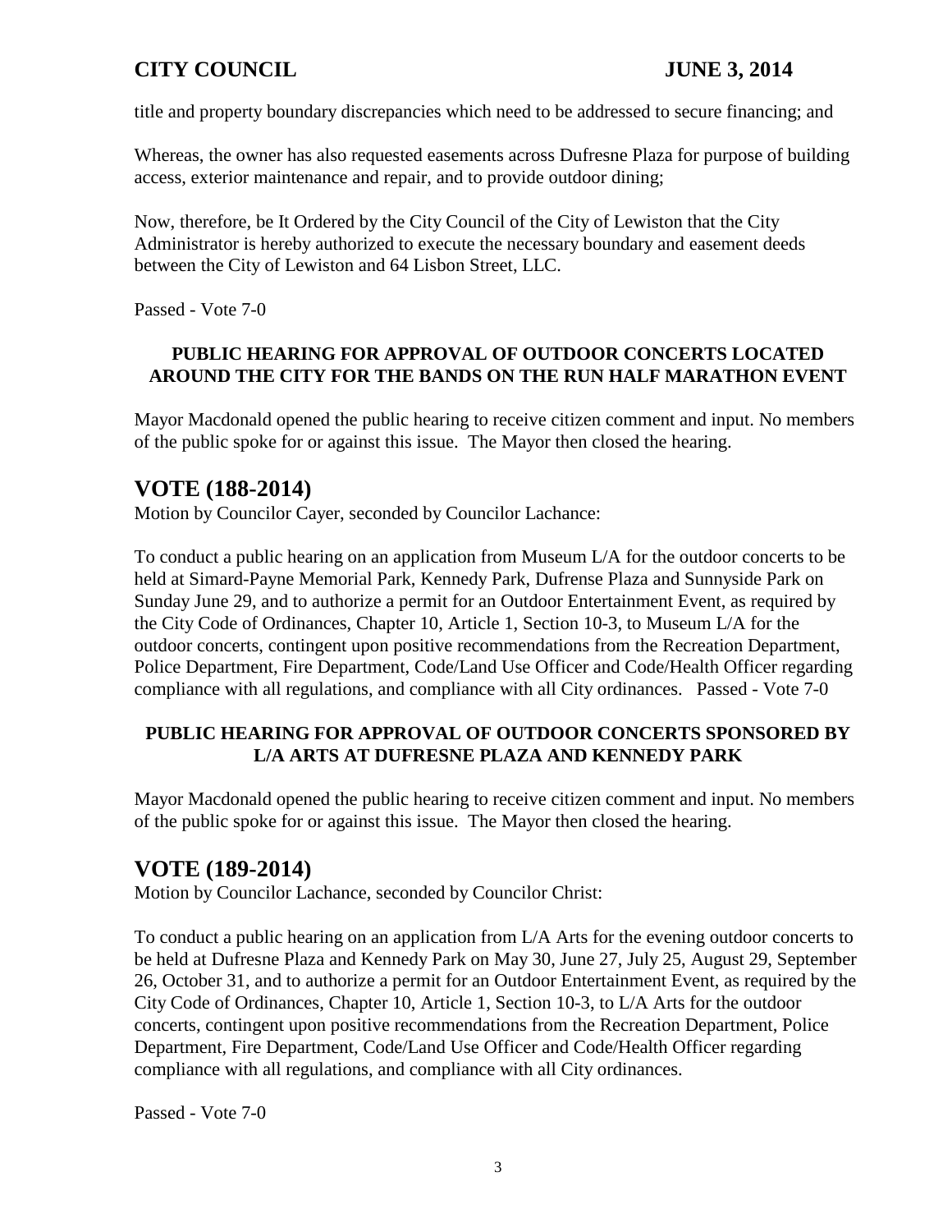title and property boundary discrepancies which need to be addressed to secure financing; and

Whereas, the owner has also requested easements across Dufresne Plaza for purpose of building access, exterior maintenance and repair, and to provide outdoor dining;

Now, therefore, be It Ordered by the City Council of the City of Lewiston that the City Administrator is hereby authorized to execute the necessary boundary and easement deeds between the City of Lewiston and 64 Lisbon Street, LLC.

Passed - Vote 7-0

**PUBLIC HEARING FOR APPROVAL OF OUTDOOR CONCERTS LOCATED AROUND THE CITY FOR THE BANDS ON THE RUN HALF MARATHON EVENT**

Mayor Macdonald opened the public hearing to receive citizen comment and input. No members of the public spoke for or against this issue. The Mayor then closed the hearing.

## VOTE (188-2014)

Motion by Councilor Cayer, seconded by Councilor Lachance:

To conduct a public hearing on an application from Museum L/A for the outdoor concerts to be held at Simard-Payne Memorial Park, Kennedy Park, Dufrense Plaza and Sunnyside Park on Sunday June 29, and to authorize a permit for an Outdoor Entertainment Event, as required by the City Code of Ordinances, Chapter 10, Article 1, Section 10-3, to Museum L/A for the outdoor concerts, contingent upon positive recommendations from the Recreation Department, Police Department, Fire Department, Code/Land Use Officer and Code/Health Officer regarding compliance with all regulations, and compliance with all City ordinances. Passed - Vote 7-0

**PUBLIC HEARING FOR APPROVAL OF OUTDOOR CONCERTS SPONSORED BY L/A ARTS AT DUFRESNE PLAZA AND KENNEDY PARK**

Mayor Macdonald opened the public hearing to receive citizen comment and input. No members of the public spoke for or against this issue. The Mayor then closed the hearing.

## VOTE (189-2014)

Motion by Councilor Lachance, seconded by Councilor Christ:

To conduct a public hearing on an application from L/A Arts for the evening outdoor concerts to be held at Dufresne Plaza and Kennedy Park on May 30, June 27, July 25, August 29, September 26, October 31, and to authorize a permit for an Outdoor Entertainment Event, as required by the City Code of Ordinances, Chapter 10, Article 1, Section 10-3, to L/A Arts for the outdoor concerts, contingent upon positive recommendations from the Recreation Department, Police Department, Fire Department, Code/Land Use Officer and Code/Health Officer regarding compliance with all regulations, and compliance with all City ordinances.

Passed - Vote 7-0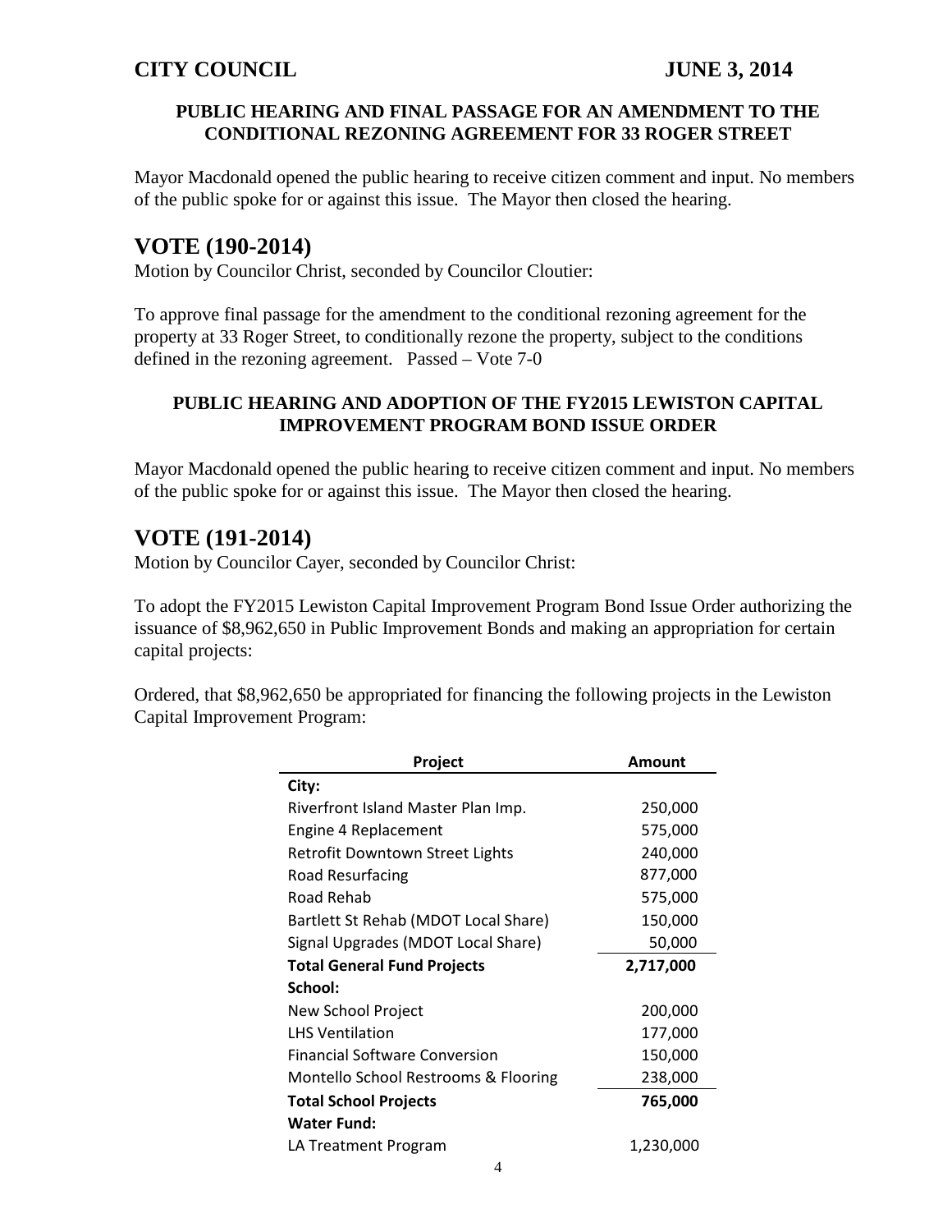### PUBLIC HEARING AND FINAL PASSAGE FOR AN AMENDMENT TO THE CONDITIONAL REZONING AGREEMENT FOR 33 ROGER STREET

Mayor Macdonald opened the public hearing to receive citizen comment and input. No members of the public spoke for or against this issue. The Mayor then closed the hearing.

## VOTE (190-2014)

Motion by Councilor Christ, seconded by Councilor Cloutier:

To approve final passage for the amendment to the conditional rezoning agreement for the property at 33 Roger Street, to conditionally rezone the property, subject to the conditions defined in the rezoning agreement. Passed – Vote 7-0

### PUBLIC HEARING AND ADOPTION OF THE FY2015 LEWISTON CAPITAL IMPROVEMENT PROGRAM BOND ISSUE ORDER

Mayor Macdonald opened the public hearing to receive citizen comment and input. No members of the public spoke for or against this issue. The Mayor then closed the hearing.

## VOTE (191-2014)

Motion by Councilor Cayer, seconded by Councilor Christ:

To adopt the FY2015 Lewiston Capital Improvement Program Bond Issue Order authorizing the issuance of $8,962,650 in Public Improvement Bonds and making an appropriation for certain capital projects:

Ordered, that $8,962,650 be appropriated for financing the following projects in the Lewiston Capital Improvement Program:

| Project | Amount |
|---|---|
| **City:** | |
| Riverfront Island Master Plan Imp. | 250,000 |
| Engine 4 Replacement | 575,000 |
| Retrofit Downtown Street Lights | 240,000 |
| Road Resurfacing | 877,000 |
| Road Rehab | 575,000 |
| Bartlett St Rehab (MDOT Local Share) | 150,000 |
| Signal Upgrades (MDOT Local Share) | 50,000 |
| **Total General Fund Projects** | **2,717,000** |
| **School:** | |
| New School Project | 200,000 |
| LHS Ventilation | 177,000 |
| Financial Software Conversion | 150,000 |
| Montello School Restrooms & Flooring | 238,000 |
| **Total School Projects** | **765,000** |
| **Water Fund:** | |
| LA Treatment Program | 1,230,000 |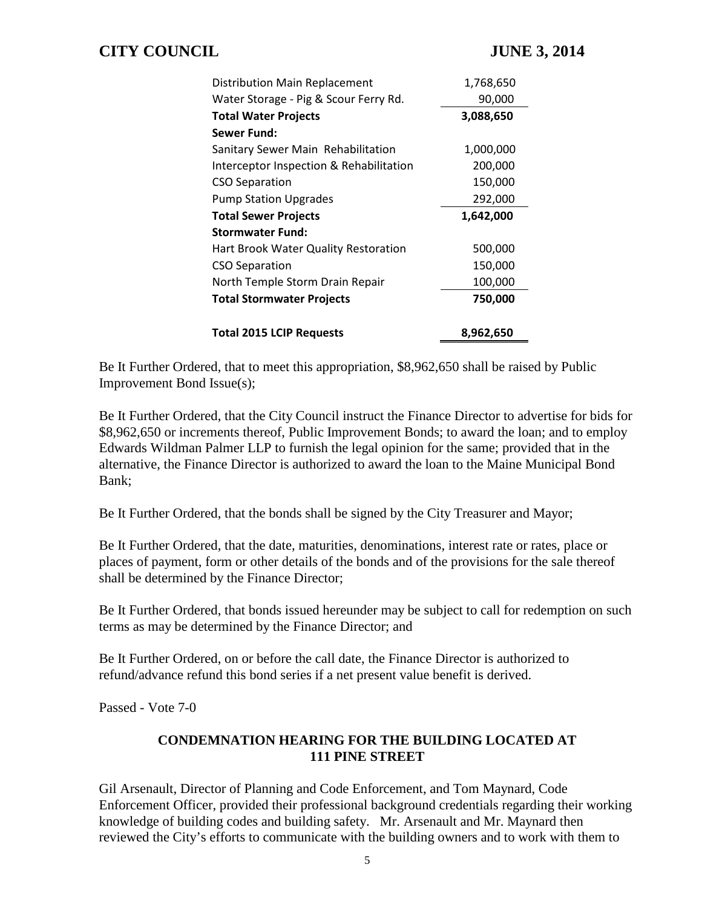| | |
|---|---|
| Distribution Main Replacement | 1,768,650 |
| Water Storage - Pig & Scour Ferry Rd. | 90,000 |
| **Total Water Projects** | **3,088,650** |
| **Sewer Fund:** | |
| Sanitary Sewer Main Rehabilitation | 1,000,000 |
| Interceptor Inspection & Rehabilitation | 200,000 |
| CSO Separation | 150,000 |
| Pump Station Upgrades | 292,000 |
| **Total Sewer Projects** | **1,642,000** |
| **Stormwater Fund:** | |
| Hart Brook Water Quality Restoration | 500,000 |
| CSO Separation | 150,000 |
| North Temple Storm Drain Repair | 100,000 |
| **Total Stormwater Projects** | **750,000** |
| | |
| **Total 2015 LCIP Requests** | **8,962,650** |

Be It Further Ordered, that to meet this appropriation, $8,962,650 shall be raised by Public Improvement Bond Issue(s);

Be It Further Ordered, that the City Council instruct the Finance Director to advertise for bids for $8,962,650 or increments thereof, Public Improvement Bonds; to award the loan; and to employ Edwards Wildman Palmer LLP to furnish the legal opinion for the same; provided that in the alternative, the Finance Director is authorized to award the loan to the Maine Municipal Bond Bank;

Be It Further Ordered, that the bonds shall be signed by the City Treasurer and Mayor;

Be It Further Ordered, that the date, maturities, denominations, interest rate or rates, place or places of payment, form or other details of the bonds and of the provisions for the sale thereof shall be determined by the Finance Director;

Be It Further Ordered, that bonds issued hereunder may be subject to call for redemption on such terms as may be determined by the Finance Director; and

Be It Further Ordered, on or before the call date, the Finance Director is authorized to refund/advance refund this bond series if a net present value benefit is derived.

Passed - Vote 7-0

## CONDEMNATION HEARING FOR THE BUILDING LOCATED AT 111 PINE STREET

Gil Arsenault, Director of Planning and Code Enforcement, and Tom Maynard, Code Enforcement Officer, provided their professional background credentials regarding their working knowledge of building codes and building safety. Mr. Arsenault and Mr. Maynard then reviewed the City's efforts to communicate with the building owners and to work with them to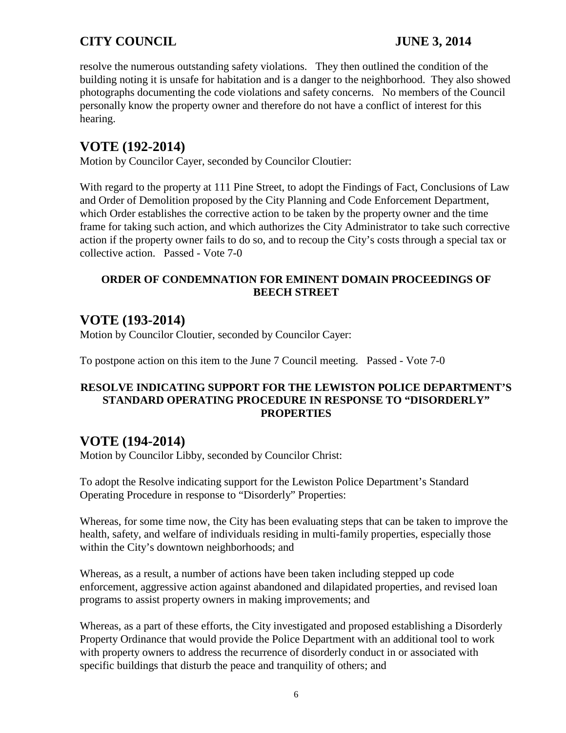resolve the numerous outstanding safety violations. They then outlined the condition of the building noting it is unsafe for habitation and is a danger to the neighborhood. They also showed photographs documenting the code violations and safety concerns. No members of the Council personally know the property owner and therefore do not have a conflict of interest for this hearing.

## VOTE (192-2014)

Motion by Councilor Cayer, seconded by Councilor Cloutier:

With regard to the property at 111 Pine Street, to adopt the Findings of Fact, Conclusions of Law and Order of Demolition proposed by the City Planning and Code Enforcement Department, which Order establishes the corrective action to be taken by the property owner and the time frame for taking such action, and which authorizes the City Administrator to take such corrective action if the property owner fails to do so, and to recoup the City's costs through a special tax or collective action. Passed - Vote 7-0

**ORDER OF CONDEMNATION FOR EMINENT DOMAIN PROCEEDINGS OF BEECH STREET**

## VOTE (193-2014)

Motion by Councilor Cloutier, seconded by Councilor Cayer:

To postpone action on this item to the June 7 Council meeting. Passed - Vote 7-0

**RESOLVE INDICATING SUPPORT FOR THE LEWISTON POLICE DEPARTMENT'S STANDARD OPERATING PROCEDURE IN RESPONSE TO "DISORDERLY" PROPERTIES**

## VOTE (194-2014)

Motion by Councilor Libby, seconded by Councilor Christ:

To adopt the Resolve indicating support for the Lewiston Police Department's Standard Operating Procedure in response to "Disorderly" Properties:

Whereas, for some time now, the City has been evaluating steps that can be taken to improve the health, safety, and welfare of individuals residing in multi-family properties, especially those within the City's downtown neighborhoods; and

Whereas, as a result, a number of actions have been taken including stepped up code enforcement, aggressive action against abandoned and dilapidated properties, and revised loan programs to assist property owners in making improvements; and

Whereas, as a part of these efforts, the City investigated and proposed establishing a Disorderly Property Ordinance that would provide the Police Department with an additional tool to work with property owners to address the recurrence of disorderly conduct in or associated with specific buildings that disturb the peace and tranquility of others; and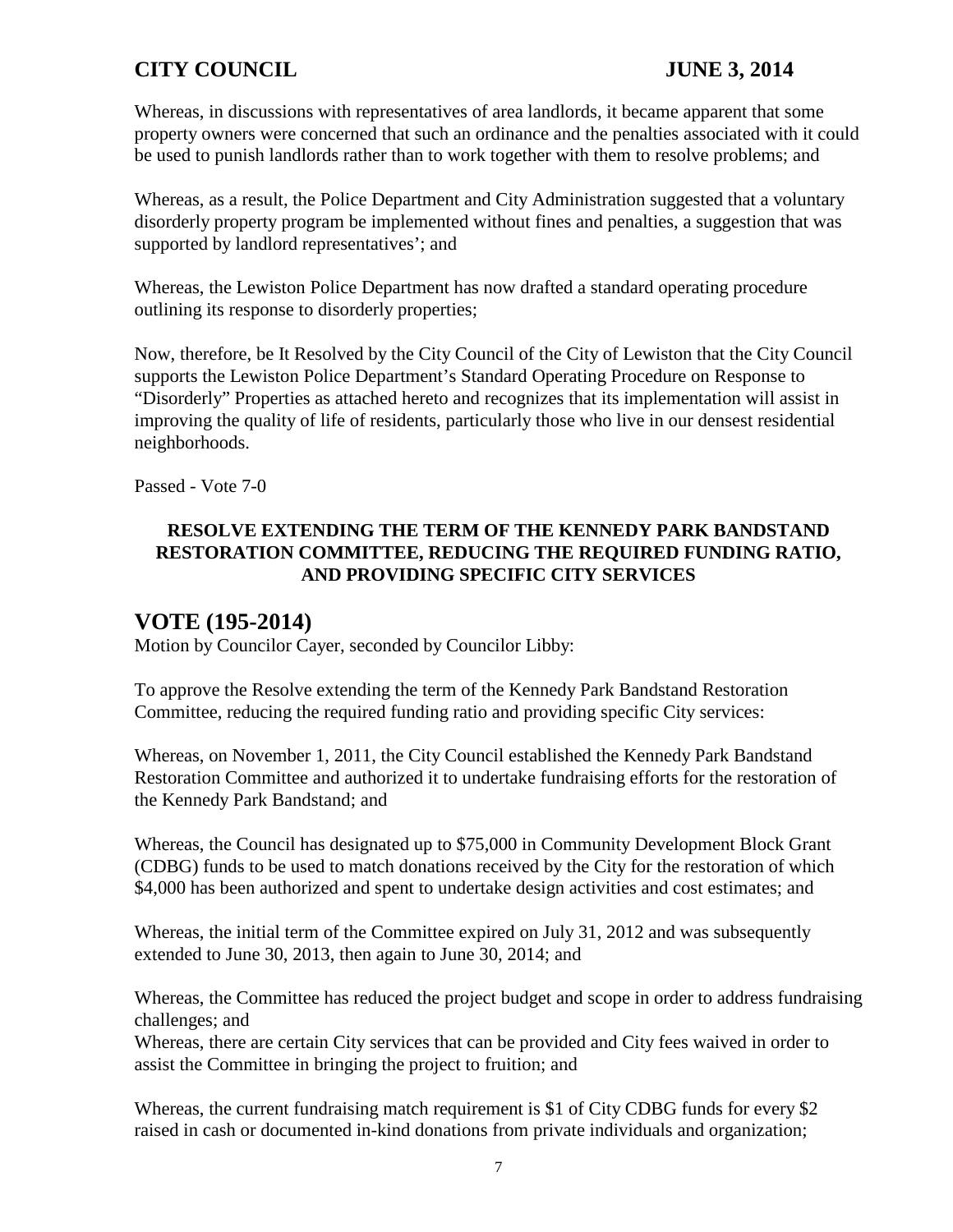Whereas, in discussions with representatives of area landlords, it became apparent that some property owners were concerned that such an ordinance and the penalties associated with it could be used to punish landlords rather than to work together with them to resolve problems; and

Whereas, as a result, the Police Department and City Administration suggested that a voluntary disorderly property program be implemented without fines and penalties, a suggestion that was supported by landlord representatives'; and

Whereas, the Lewiston Police Department has now drafted a standard operating procedure outlining its response to disorderly properties;

Now, therefore, be It Resolved by the City Council of the City of Lewiston that the City Council supports the Lewiston Police Department's Standard Operating Procedure on Response to "Disorderly" Properties as attached hereto and recognizes that its implementation will assist in improving the quality of life of residents, particularly those who live in our densest residential neighborhoods.

Passed - Vote 7-0

**RESOLVE EXTENDING THE TERM OF THE KENNEDY PARK BANDSTAND RESTORATION COMMITTEE, REDUCING THE REQUIRED FUNDING RATIO, AND PROVIDING SPECIFIC CITY SERVICES**

## VOTE (195-2014)

Motion by Councilor Cayer, seconded by Councilor Libby:

To approve the Resolve extending the term of the Kennedy Park Bandstand Restoration Committee, reducing the required funding ratio and providing specific City services:

Whereas, on November 1, 2011, the City Council established the Kennedy Park Bandstand Restoration Committee and authorized it to undertake fundraising efforts for the restoration of the Kennedy Park Bandstand; and

Whereas, the Council has designated up to $75,000 in Community Development Block Grant (CDBG) funds to be used to match donations received by the City for the restoration of which $4,000 has been authorized and spent to undertake design activities and cost estimates; and

Whereas, the initial term of the Committee expired on July 31, 2012 and was subsequently extended to June 30, 2013, then again to June 30, 2014; and

Whereas, the Committee has reduced the project budget and scope in order to address fundraising challenges; and

Whereas, there are certain City services that can be provided and City fees waived in order to assist the Committee in bringing the project to fruition; and

Whereas, the current fundraising match requirement is $1 of City CDBG funds for every $2 raised in cash or documented in-kind donations from private individuals and organization;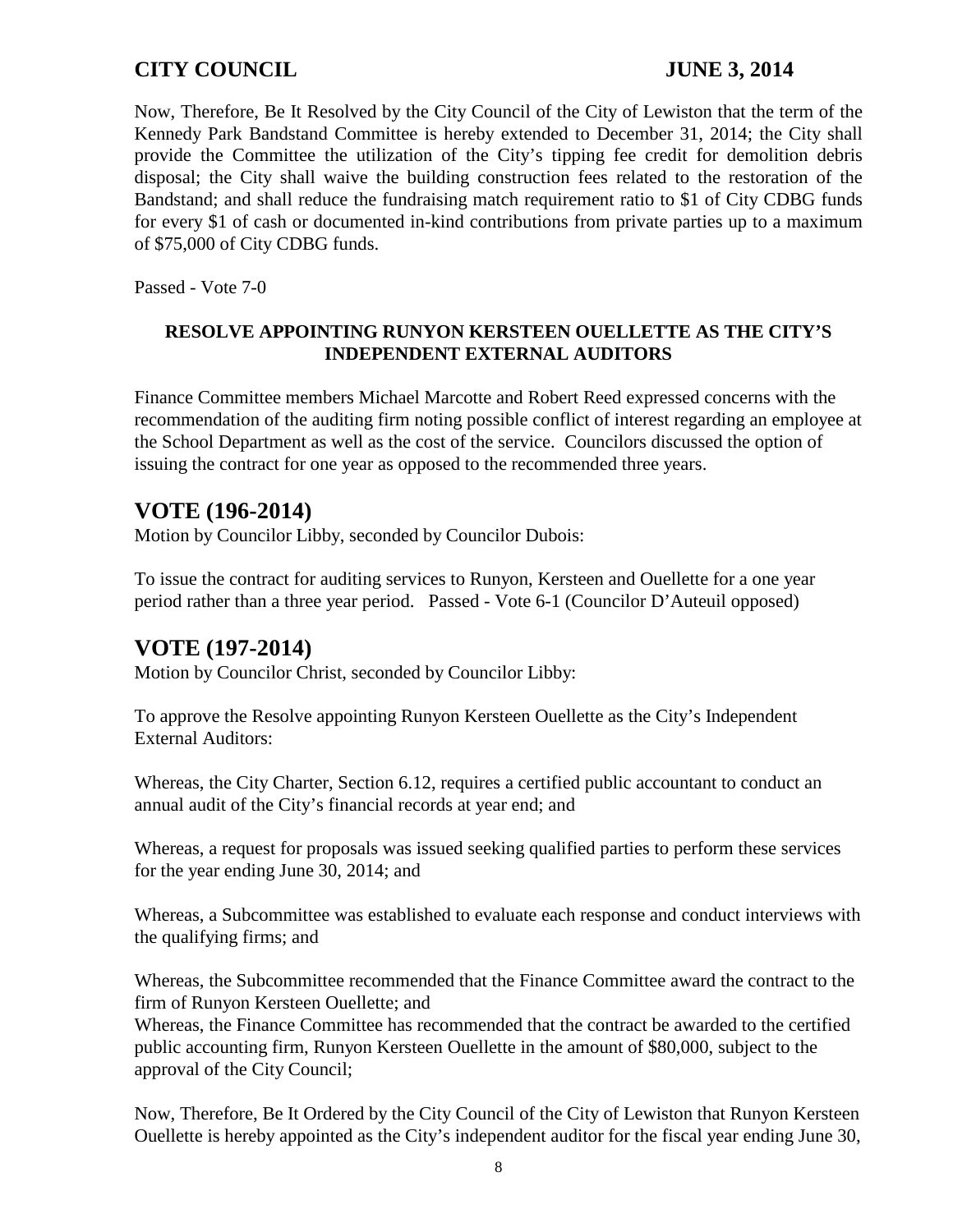Now, Therefore, Be It Resolved by the City Council of the City of Lewiston that the term of the Kennedy Park Bandstand Committee is hereby extended to December 31, 2014; the City shall provide the Committee the utilization of the City's tipping fee credit for demolition debris disposal; the City shall waive the building construction fees related to the restoration of the Bandstand; and shall reduce the fundraising match requirement ratio to $1 of City CDBG funds for every $1 of cash or documented in-kind contributions from private parties up to a maximum of $75,000 of City CDBG funds.

Passed - Vote 7-0

**RESOLVE APPOINTING RUNYON KERSTEEN OUELLETTE AS THE CITY'S INDEPENDENT EXTERNAL AUDITORS**

Finance Committee members Michael Marcotte and Robert Reed expressed concerns with the recommendation of the auditing firm noting possible conflict of interest regarding an employee at the School Department as well as the cost of the service. Councilors discussed the option of issuing the contract for one year as opposed to the recommended three years.

## VOTE (196-2014)

Motion by Councilor Libby, seconded by Councilor Dubois:

To issue the contract for auditing services to Runyon, Kersteen and Ouellette for a one year period rather than a three year period. Passed - Vote 6-1 (Councilor D'Auteuil opposed)

## VOTE (197-2014)

Motion by Councilor Christ, seconded by Councilor Libby:

To approve the Resolve appointing Runyon Kersteen Ouellette as the City's Independent External Auditors:

Whereas, the City Charter, Section 6.12, requires a certified public accountant to conduct an annual audit of the City's financial records at year end; and

Whereas, a request for proposals was issued seeking qualified parties to perform these services for the year ending June 30, 2014; and

Whereas, a Subcommittee was established to evaluate each response and conduct interviews with the qualifying firms; and

Whereas, the Subcommittee recommended that the Finance Committee award the contract to the firm of Runyon Kersteen Ouellette; and

Whereas, the Finance Committee has recommended that the contract be awarded to the certified public accounting firm, Runyon Kersteen Ouellette in the amount of $80,000, subject to the approval of the City Council;

Now, Therefore, Be It Ordered by the City Council of the City of Lewiston that Runyon Kersteen Ouellette is hereby appointed as the City's independent auditor for the fiscal year ending June 30,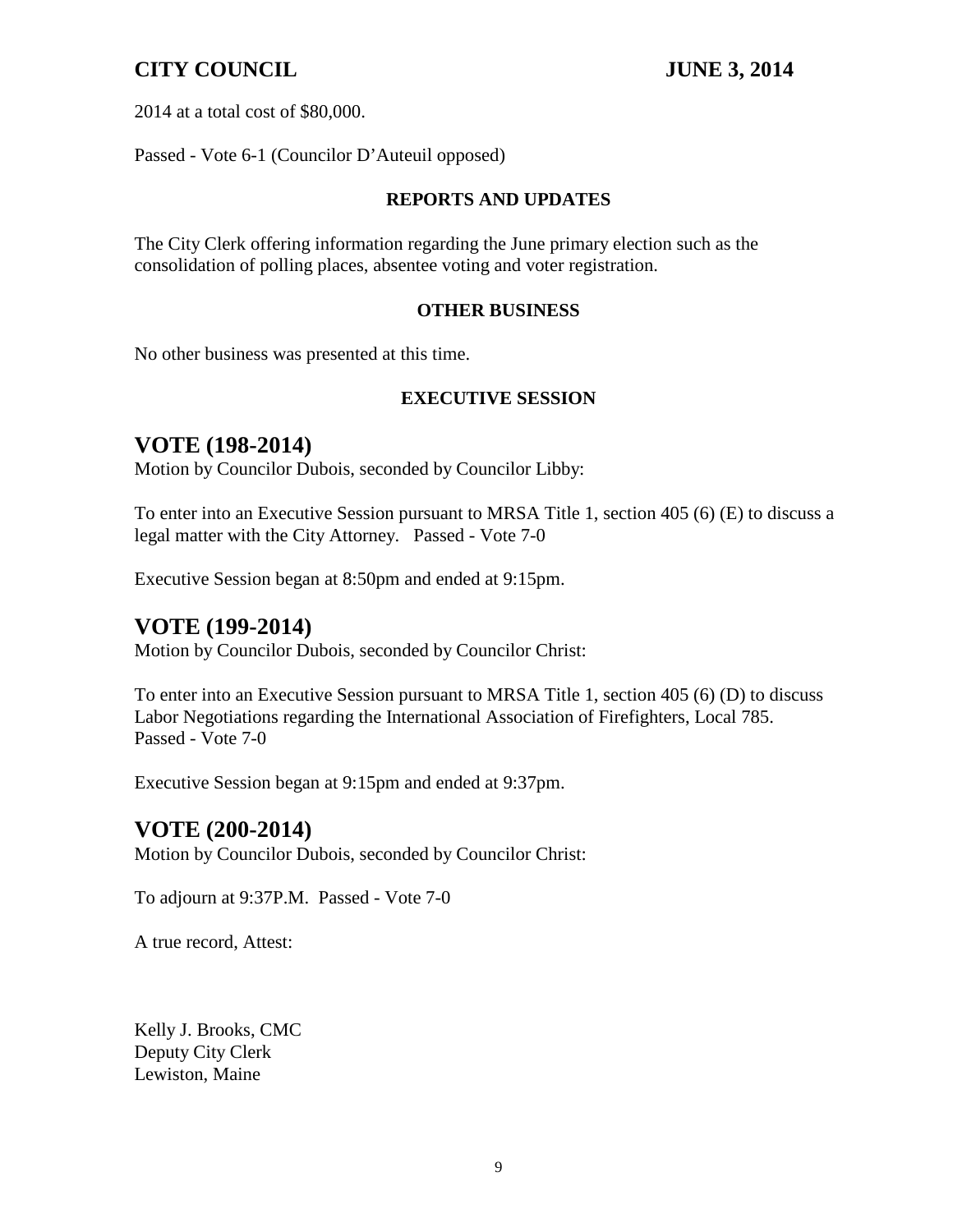2014 at a total cost of $80,000.

Passed - Vote 6-1 (Councilor D'Auteuil opposed)

**REPORTS AND UPDATES**

The City Clerk offering information regarding the June primary election such as the consolidation of polling places, absentee voting and voter registration.

**OTHER BUSINESS**

No other business was presented at this time.

**EXECUTIVE SESSION**

## VOTE (198-2014)

Motion by Councilor Dubois, seconded by Councilor Libby:

To enter into an Executive Session pursuant to MRSA Title 1, section 405 (6) (E) to discuss a legal matter with the City Attorney. Passed - Vote 7-0

Executive Session began at 8:50pm and ended at 9:15pm.

## VOTE (199-2014)

Motion by Councilor Dubois, seconded by Councilor Christ:

To enter into an Executive Session pursuant to MRSA Title 1, section 405 (6) (D) to discuss Labor Negotiations regarding the International Association of Firefighters, Local 785. Passed - Vote 7-0

Executive Session began at 9:15pm and ended at 9:37pm.

## VOTE (200-2014)

Motion by Councilor Dubois, seconded by Councilor Christ:

To adjourn at 9:37P.M. Passed - Vote 7-0

A true record, Attest:

Kelly J. Brooks, CMC
Deputy City Clerk
Lewiston, Maine